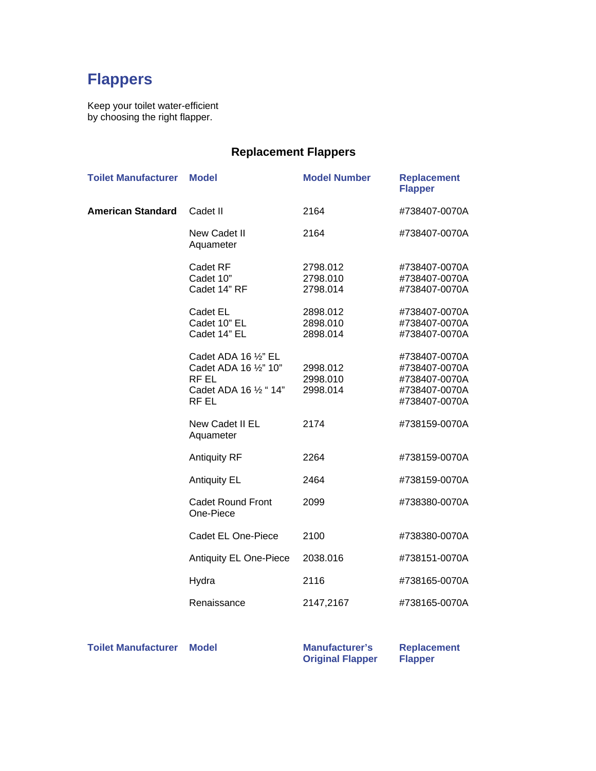# Flappers

Keep your toilet water-efficient
by choosing the right flapper.

## Replacement Flappers

| Toilet Manufacturer | Model | Model Number | Replacement Flapper |
|---|---|---|---|
| **American Standard** | Cadet II | 2164 | #738407-0070A |
| | New Cadet II Aquameter | 2164 | #738407-0070A |
| | Cadet RF<br>Cadet 10"<br>Cadet 14" RF | 2798.012<br>2798.010<br>2798.014 | #738407-0070A<br>#738407-0070A<br>#738407-0070A |
| | Cadet EL<br>Cadet 10" EL<br>Cadet 14" EL | 2898.012<br>2898.010<br>2898.014 | #738407-0070A<br>#738407-0070A<br>#738407-0070A |
| | Cadet ADA 16 ½" EL<br>Cadet ADA 16 ½" 10" RF EL<br>Cadet ADA 16 ½ " 14" RF EL | <br>2998.012<br>2998.010<br>2998.014 | #738407-0070A<br>#738407-0070A<br>#738407-0070A<br>#738407-0070A<br>#738407-0070A |
| | New Cadet II EL Aquameter | 2174 | #738159-0070A |
| | Antiquity RF | 2264 | #738159-0070A |
| | Antiquity EL | 2464 | #738159-0070A |
| | Cadet Round Front One-Piece | 2099 | #738380-0070A |
| | Cadet EL One-Piece | 2100 | #738380-0070A |
| | Antiquity EL One-Piece | 2038.016 | #738151-0070A |
| | Hydra | 2116 | #738165-0070A |
| | Renaissance | 2147,2167 | #738165-0070A |

| Toilet Manufacturer | Model | Manufacturer's Original Flapper | Replacement Flapper |
|---|---|---|---|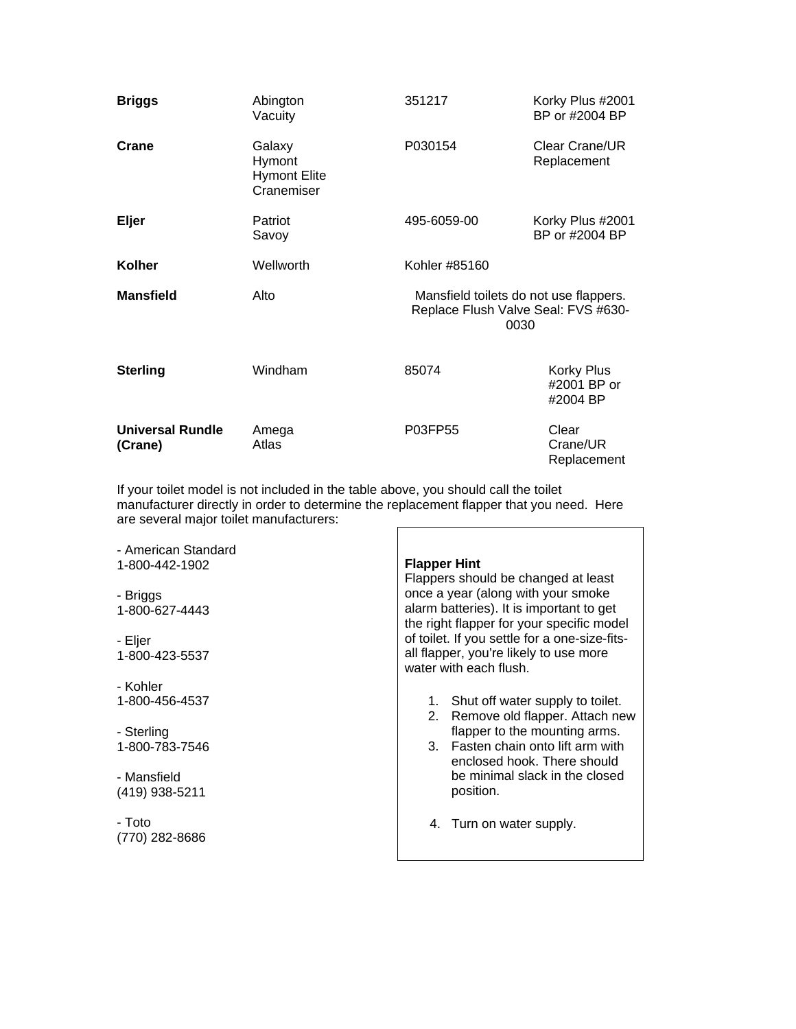| | | | |
|---|---|---|---|
| **Briggs** | Abington<br>Vacuity | 351217 | Korky Plus #2001 BP or #2004 BP |
| **Crane** | Galaxy<br>Hymont<br>Hymont Elite<br>Cranemiser | P030154 | Clear Crane/UR Replacement |
| **Eljer** | Patriot<br>Savoy | 495-6059-00 | Korky Plus #2001 BP or #2004 BP |
| **Kolher** | Wellworth | Kohler #85160 | |
| **Mansfield** | Alto | Mansfield toilets do not use flappers. Replace Flush Valve Seal: FVS #630-0030 | |
| **Sterling** | Windham | 85074 | Korky Plus #2001 BP or #2004 BP |
| **Universal Rundle (Crane)** | Amega<br>Atlas | P03FP55 | Clear Crane/UR Replacement |

If your toilet model is not included in the table above, you should call the toilet manufacturer directly in order to determine the replacement flapper that you need. Here are several major toilet manufacturers:

- American Standard
1-800-442-1902

- Briggs
1-800-627-4443

- Eljer
1-800-423-5537

- Kohler
1-800-456-4537

- Sterling
1-800-783-7546

- Mansfield
(419) 938-5211

- Toto
(770) 282-8686

**Flapper Hint**

Flappers should be changed at least once a year (along with your smoke alarm batteries). It is important to get the right flapper for your specific model of toilet. If you settle for a one-size-fits-all flapper, you're likely to use more water with each flush.

1. Shut off water supply to toilet.
2. Remove old flapper. Attach new flapper to the mounting arms.
3. Fasten chain onto lift arm with enclosed hook. There should be minimal slack in the closed position.
4. Turn on water supply.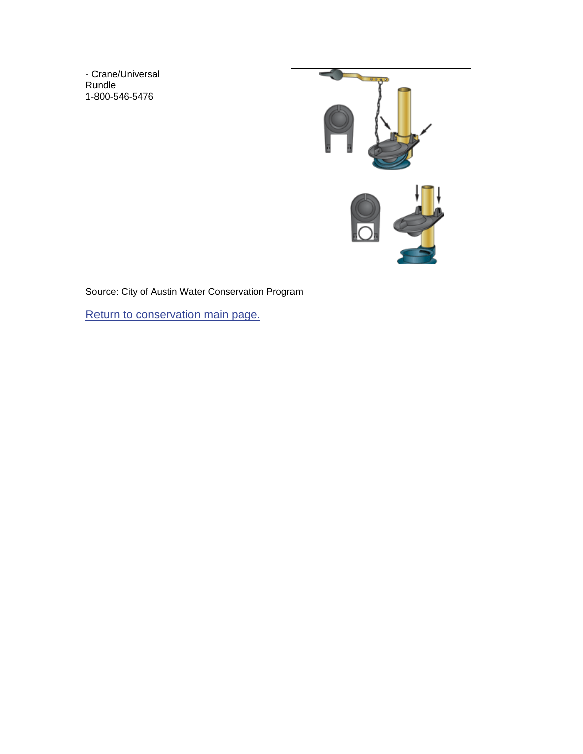- Crane/Universal
Rundle
1-800-546-5476

Source: City of Austin Water Conservation Program

Return to conservation main page.